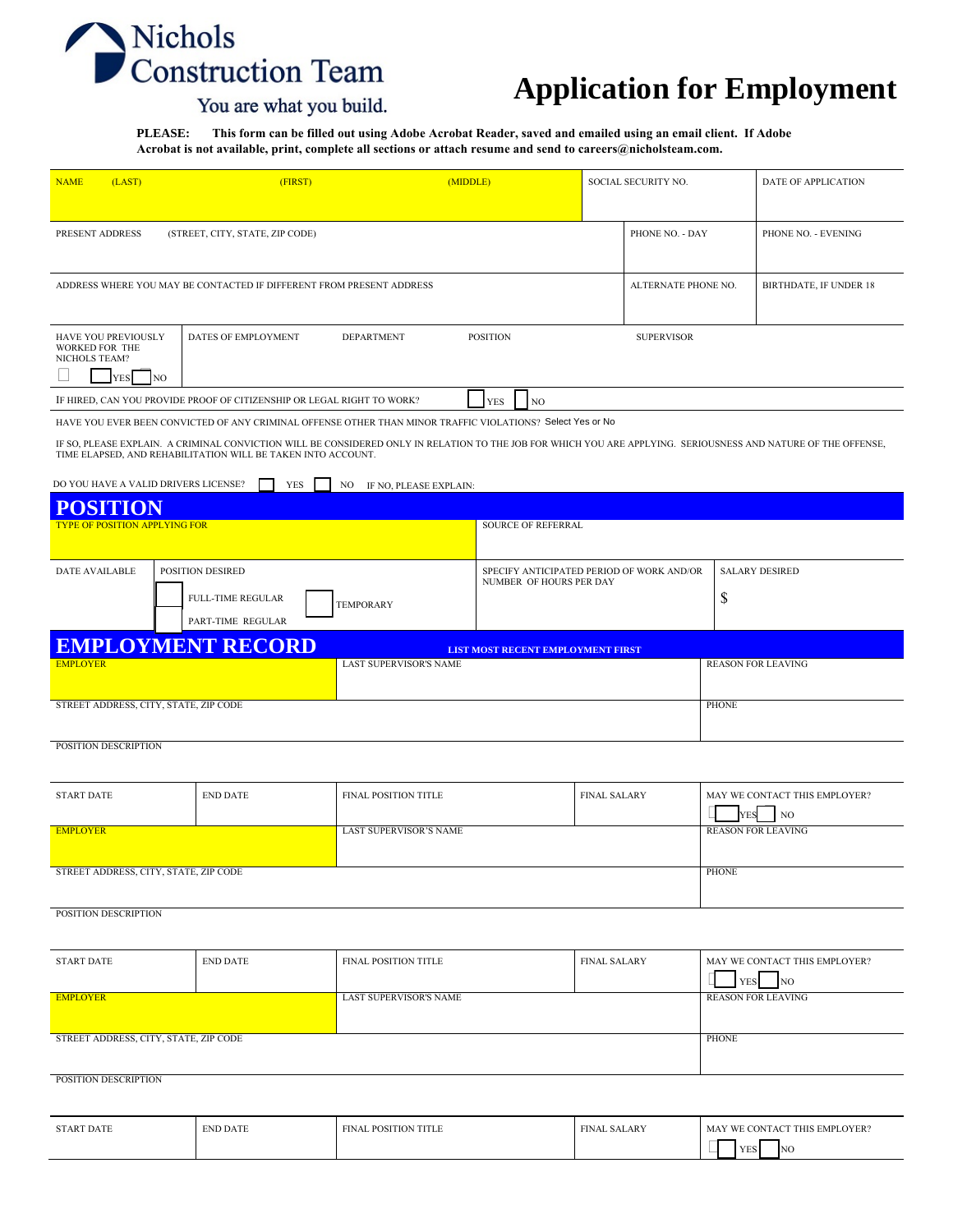Nichols Construction Team

You are what you build.

# Application for Employment

**PLEASE: This form can be filled out using Adobe Acrobat Reader, saved and emailed using an email client. If Adobe Acrobat is not available, print, complete all sections or attach resume and send to careers@nicholsteam.com.**

| NAME (LAST) | (FIRST) | (MIDDLE) | SOCIAL SECURITY NO. | DATE OF APPLICATION |
|---|---|---|---|---|
| | | | | |

| PRESENT ADDRESS (STREET, CITY, STATE, ZIP CODE) | PHONE NO. - DAY | PHONE NO. - EVENING |
|---|---|---|
| | | |

| ADDRESS WHERE YOU MAY BE CONTACTED IF DIFFERENT FROM PRESENT ADDRESS | ALTERNATE PHONE NO. | BIRTHDATE, IF UNDER 18 |
|---|---|---|
| | | |

| HAVE YOU PREVIOUSLY WORKED FOR THE NICHOLS TEAM? ☐ YES ☐ NO | DATES OF EMPLOYMENT | DEPARTMENT | POSITION | SUPERVISOR |
|---|---|---|---|---|
| | | | | |

IF HIRED, CAN YOU PROVIDE PROOF OF CITIZENSHIP OR LEGAL RIGHT TO WORK? ☐ YES ☐ NO

HAVE YOU EVER BEEN CONVICTED OF ANY CRIMINAL OFFENSE OTHER THAN MINOR TRAFFIC VIOLATIONS? Select Yes or No

IF SO, PLEASE EXPLAIN. A CRIMINAL CONVICTION WILL BE CONSIDERED ONLY IN RELATION TO THE JOB FOR WHICH YOU ARE APPLYING. SERIOUSNESS AND NATURE OF THE OFFENSE, TIME ELAPSED, AND REHABILITATION WILL BE TAKEN INTO ACCOUNT.

DO YOU HAVE A VALID DRIVERS LICENSE? ☐ YES ☐ NO IF NO, PLEASE EXPLAIN:

## POSITION

| TYPE OF POSITION APPLYING FOR | SOURCE OF REFERRAL |
|---|---|
| | |

| DATE AVAILABLE | POSITION DESIRED | SPECIFY ANTICIPATED PERIOD OF WORK AND/OR NUMBER OF HOURS PER DAY | SALARY DESIRED |
|---|---|---|---|
| | ☐ FULL-TIME REGULAR ☐ PART-TIME REGULAR ☐ TEMPORARY | | $ |

## EMPLOYMENT RECORD

**LIST MOST RECENT EMPLOYMENT FIRST**

| EMPLOYER | LAST SUPERVISOR'S NAME | | REASON FOR LEAVING |
|---|---|---|---|
| STREET ADDRESS, CITY, STATE, ZIP CODE | | | PHONE |
| POSITION DESCRIPTION | | | |

| START DATE | END DATE | FINAL POSITION TITLE | FINAL SALARY | MAY WE CONTACT THIS EMPLOYER? ☐ YES ☐ NO |
|---|---|---|---|---|
| | | | | |

| EMPLOYER | LAST SUPERVISOR'S NAME | | REASON FOR LEAVING |
|---|---|---|---|
| STREET ADDRESS, CITY, STATE, ZIP CODE | | | PHONE |
| POSITION DESCRIPTION | | | |

| START DATE | END DATE | FINAL POSITION TITLE | FINAL SALARY | MAY WE CONTACT THIS EMPLOYER? ☐ YES ☐ NO |
|---|---|---|---|---|
| | | | | |

| EMPLOYER | LAST SUPERVISOR'S NAME | | REASON FOR LEAVING |
|---|---|---|---|
| STREET ADDRESS, CITY, STATE, ZIP CODE | | | PHONE |
| POSITION DESCRIPTION | | | |

| START DATE | END DATE | FINAL POSITION TITLE | FINAL SALARY | MAY WE CONTACT THIS EMPLOYER? ☐ YES ☐ NO |
|---|---|---|---|---|
| | | | | |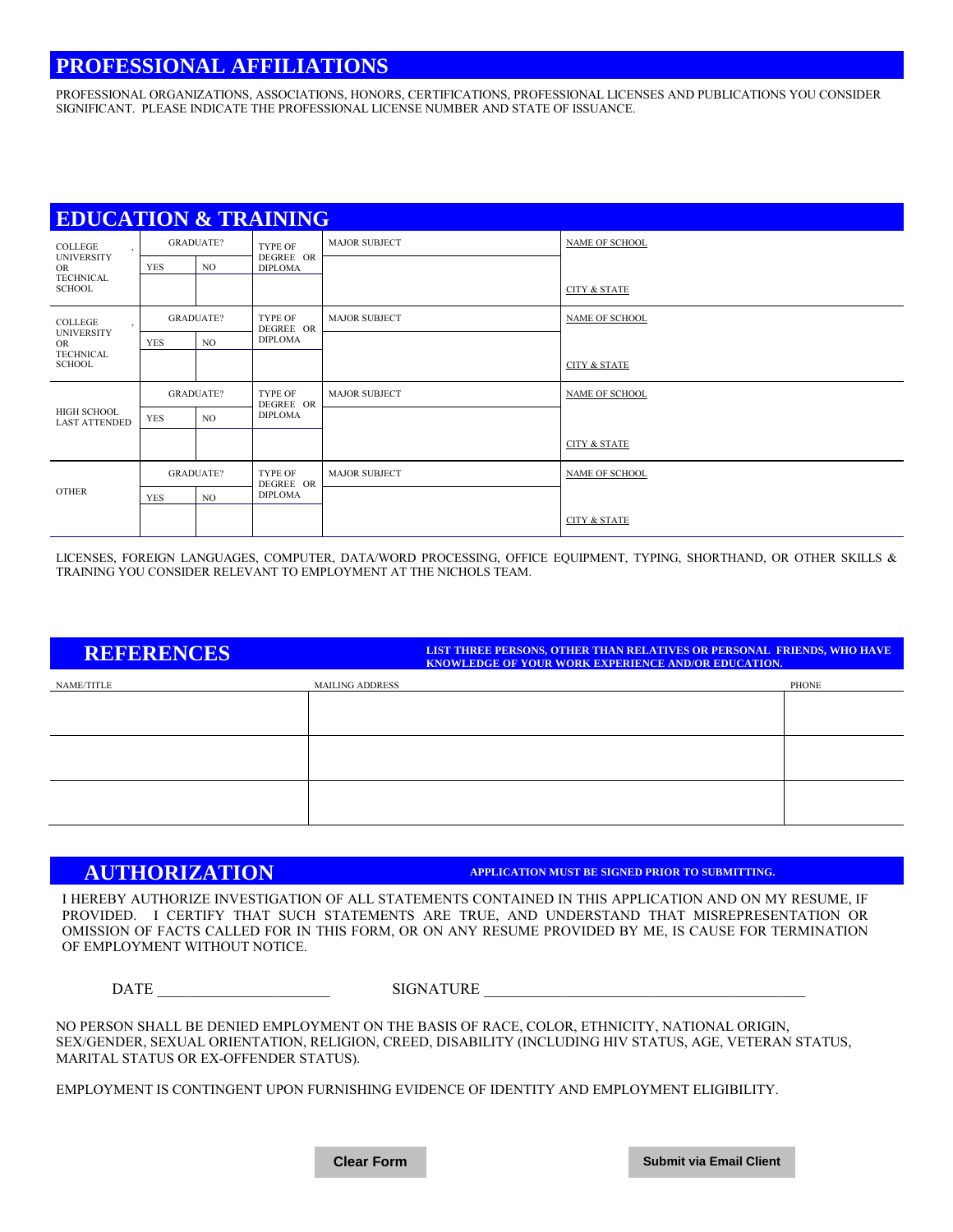## PROFESSIONAL AFFILIATIONS

PROFESSIONAL ORGANIZATIONS, ASSOCIATIONS, HONORS, CERTIFICATIONS, PROFESSIONAL LICENSES AND PUBLICATIONS YOU CONSIDER SIGNIFICANT. PLEASE INDICATE THE PROFESSIONAL LICENSE NUMBER AND STATE OF ISSUANCE.

## EDUCATION & TRAINING

| | GRADUATE? | | TYPE OF DEGREE OR DIPLOMA | MAJOR SUBJECT | NAME OF SCHOOL |
|---|---|---|---|---|---|
| COLLEGE, UNIVERSITY OR TECHNICAL SCHOOL | YES | NO | | | CITY & STATE |
| COLLEGE, UNIVERSITY OR TECHNICAL SCHOOL | YES | NO | | | CITY & STATE |
| HIGH SCHOOL LAST ATTENDED | YES | NO | | | CITY & STATE |
| OTHER | YES | NO | | | CITY & STATE |

LICENSES, FOREIGN LANGUAGES, COMPUTER, DATA/WORD PROCESSING, OFFICE EQUIPMENT, TYPING, SHORTHAND, OR OTHER SKILLS & TRAINING YOU CONSIDER RELEVANT TO EMPLOYMENT AT THE NICHOLS TEAM.

## REFERENCES

**LIST THREE PERSONS, OTHER THAN RELATIVES OR PERSONAL FRIENDS, WHO HAVE KNOWLEDGE OF YOUR WORK EXPERIENCE AND/OR EDUCATION.**

| NAME/TITLE | MAILING ADDRESS | PHONE |
|---|---|---|
| | | |
| | | |
| | | |

## AUTHORIZATION

**APPLICATION MUST BE SIGNED PRIOR TO SUBMITTING.**

I HEREBY AUTHORIZE INVESTIGATION OF ALL STATEMENTS CONTAINED IN THIS APPLICATION AND ON MY RESUME, IF PROVIDED. I CERTIFY THAT SUCH STATEMENTS ARE TRUE, AND UNDERSTAND THAT MISREPRESENTATION OR OMISSION OF FACTS CALLED FOR IN THIS FORM, OR ON ANY RESUME PROVIDED BY ME, IS CAUSE FOR TERMINATION OF EMPLOYMENT WITHOUT NOTICE.

DATE ______________________ SIGNATURE __________________________________________

NO PERSON SHALL BE DENIED EMPLOYMENT ON THE BASIS OF RACE, COLOR, ETHNICITY, NATIONAL ORIGIN, SEX/GENDER, SEXUAL ORIENTATION, RELIGION, CREED, DISABILITY (INCLUDING HIV STATUS, AGE, VETERAN STATUS, MARITAL STATUS OR EX-OFFENDER STATUS).

EMPLOYMENT IS CONTINGENT UPON FURNISHING EVIDENCE OF IDENTITY AND EMPLOYMENT ELIGIBILITY.

Clear Form

Submit via Email Client